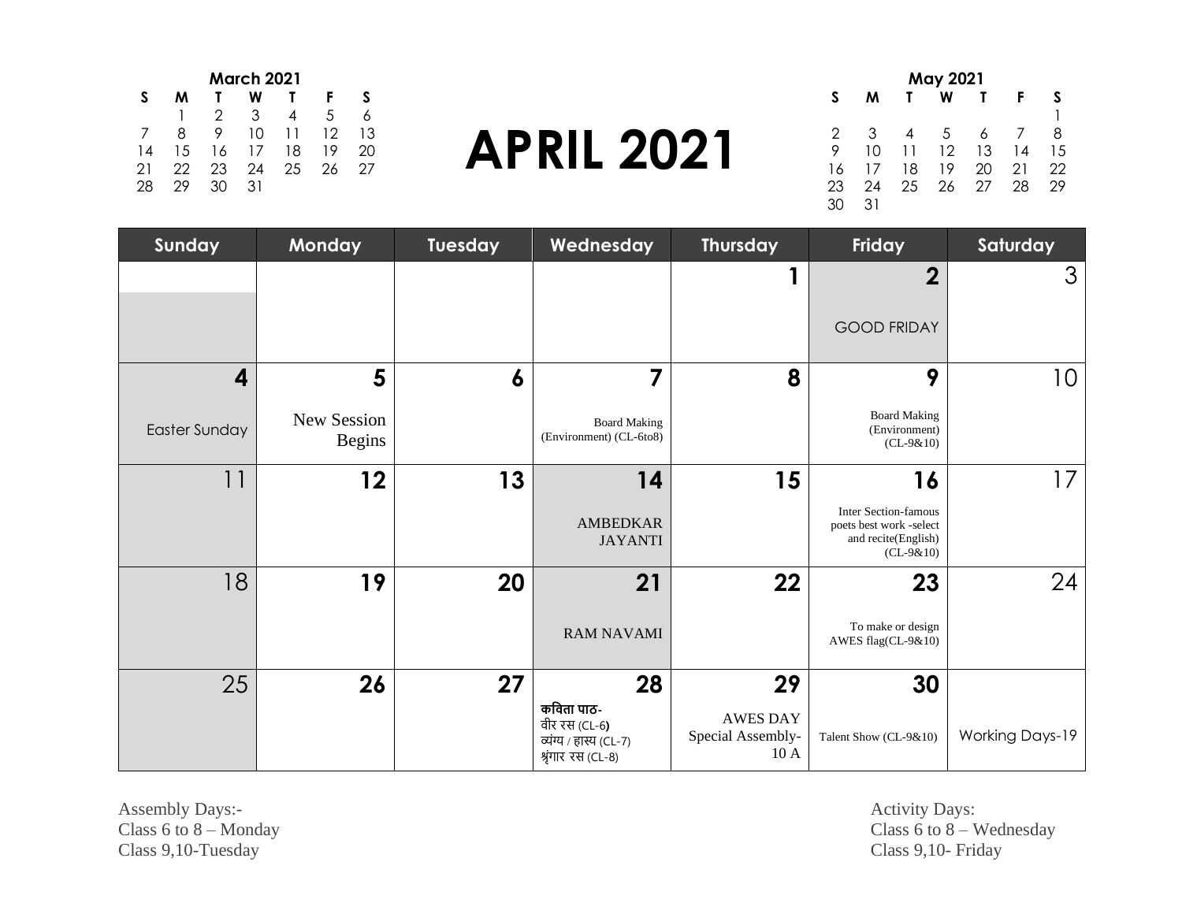# APRIL 2021

**March 2021**

| S | M | T | W | T | F | S |
|---|---|---|---|---|---|---|
| | 1 | 2 | 3 | 4 | 5 | 6 |
| 7 | 8 | 9 | 10 | 11 | 12 | 13 |
| 14 | 15 | 16 | 17 | 18 | 19 | 20 |
| 21 | 22 | 23 | 24 | 25 | 26 | 27 |
| 28 | 29 | 30 | 31 | | | |

**May 2021**

| S | M | T | W | T | F | S |
|---|---|---|---|---|---|---|
| | | | | | | 1 |
| 2 | 3 | 4 | 5 | 6 | 7 | 8 |
| 9 | 10 | 11 | 12 | 13 | 14 | 15 |
| 16 | 17 | 18 | 19 | 20 | 21 | 22 |
| 23 | 24 | 25 | 26 | 27 | 28 | 29 |
| 30 | 31 | | | | | |

| Sunday | Monday | Tuesday | Wednesday | Thursday | Friday | Saturday |
|---|---|---|---|---|---|---|
| | | | | 1 | 2<br>GOOD FRIDAY | 3 |
| 4<br>Easter Sunday | 5<br>New Session Begins | 6 | 7<br>Board Making (Environment) (CL-6to8) | 8 | 9<br>Board Making (Environment) (CL-9&10) | 10 |
| 11 | 12 | 13 | 14<br>AMBEDKAR JAYANTI | 15 | 16<br>Inter Section-famous poets best work -select and recite(English) (CL-9&10) | 17 |
| 18 | 19 | 20 | 21<br>RAM NAVAMI | 22 | 23<br>To make or design AWES flag(CL-9&10) | 24 |
| 25 | 26 | 27 | 28<br>**कविता पाठ-**<br>वीर रस (CL-6)<br>व्यंग्य / हास्य (CL-7)<br>श्रृंगार रस (CL-8) | 29<br>AWES DAY Special Assembly-10 A | 30<br>Talent Show (CL-9&10) | Working Days-19 |

Assembly Days:-
Class 6 to 8 – Monday
Class 9,10-Tuesday

Activity Days:
Class 6 to 8 – Wednesday
Class 9,10- Friday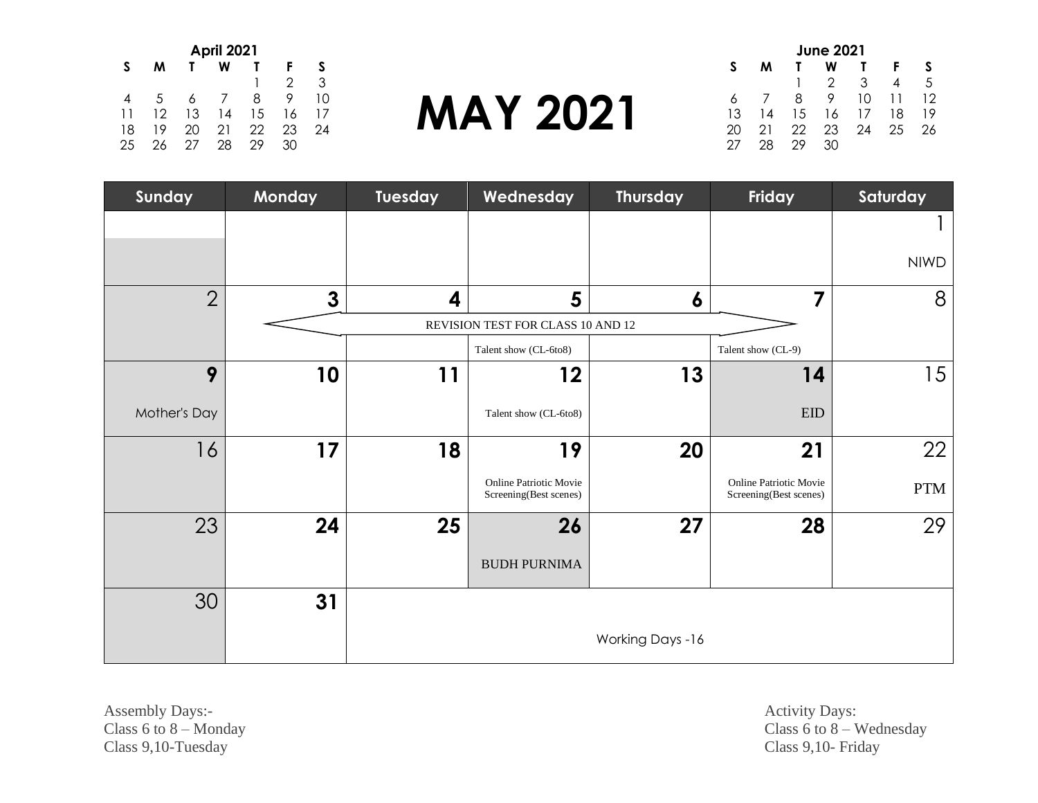# MAY 2021

**April 2021**

| S | M | T | W | T | F | S |
|---|---|---|---|---|---|---|
| | | | | 1 | 2 | 3 |
| 4 | 5 | 6 | 7 | 8 | 9 | 10 |
| 11 | 12 | 13 | 14 | 15 | 16 | 17 |
| 18 | 19 | 20 | 21 | 22 | 23 | 24 |
| 25 | 26 | 27 | 28 | 29 | 30 | |

**June 2021**

| S | M | T | W | T | F | S |
|---|---|---|---|---|---|---|
| | | 1 | 2 | 3 | 4 | 5 |
| 6 | 7 | 8 | 9 | 10 | 11 | 12 |
| 13 | 14 | 15 | 16 | 17 | 18 | 19 |
| 20 | 21 | 22 | 23 | 24 | 25 | 26 |
| 27 | 28 | 29 | 30 | | | |

| Sunday | Monday | Tuesday | Wednesday | Thursday | Friday | Saturday |
|---|---|---|---|---|---|---|
| | | | | | | 1 NIWD |
| 2 | 3 | 4 | 5 Talent show (CL-6to8) | 6 | 7 Talent show (CL-9) | 8 |
| | REVISION TEST FOR CLASS 10 AND 12 (3–7) | | | | | |
| 9 Mother's Day | 10 | 11 | 12 Talent show (CL-6to8) | 13 | 14 EID | 15 |
| 16 | 17 | 18 | 19 Online Patriotic Movie Screening(Best scenes) | 20 | 21 Online Patriotic Movie Screening(Best scenes) | 22 PTM |
| 23 | 24 | 25 | 26 BUDH PURNIMA | 27 | 28 | 29 |
| 30 | 31 | Working Days -16 | | | | |

Assembly Days:-
Class 6 to 8 – Monday
Class 9,10-Tuesday

Activity Days:
Class 6 to 8 – Wednesday
Class 9,10- Friday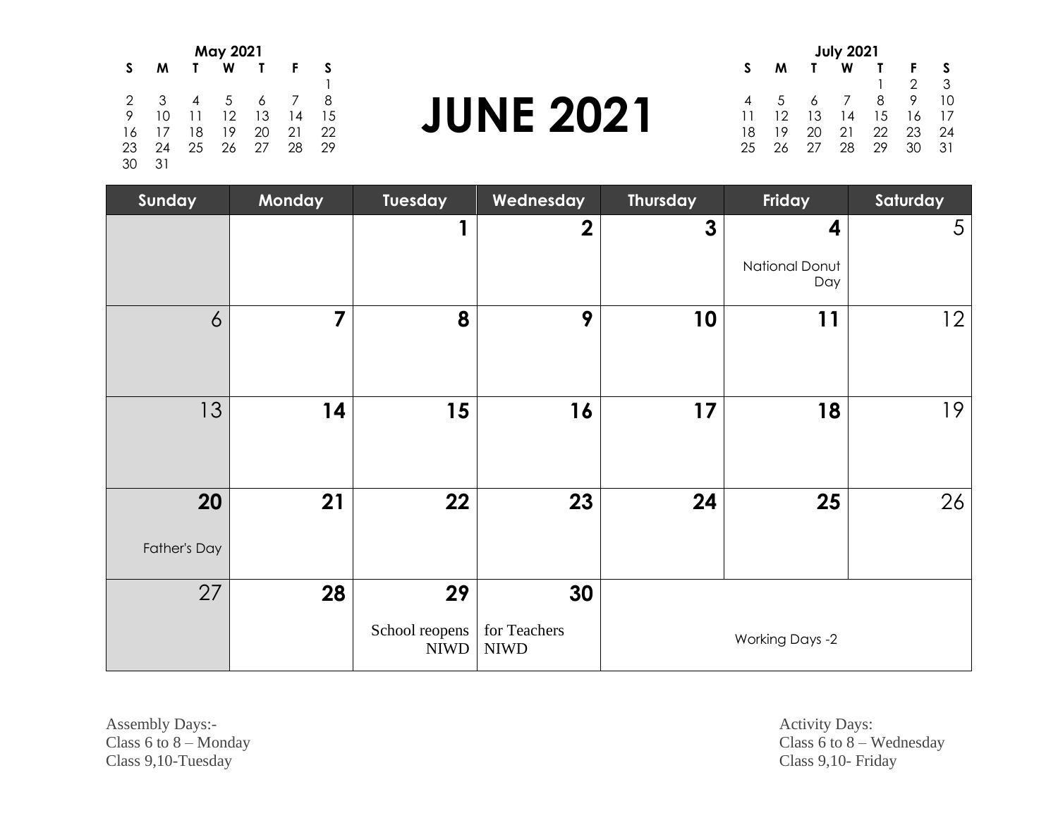# JUNE 2021

**May 2021**

| S | M | T | W | T | F | S |
|---|---|---|---|---|---|---|
| | | | | | | 1 |
| 2 | 3 | 4 | 5 | 6 | 7 | 8 |
| 9 | 10 | 11 | 12 | 13 | 14 | 15 |
| 16 | 17 | 18 | 19 | 20 | 21 | 22 |
| 23 | 24 | 25 | 26 | 27 | 28 | 29 |
| 30 | 31 | | | | | |

**July 2021**

| S | M | T | W | T | F | S |
|---|---|---|---|---|---|---|
| | | | | 1 | 2 | 3 |
| 4 | 5 | 6 | 7 | 8 | 9 | 10 |
| 11 | 12 | 13 | 14 | 15 | 16 | 17 |
| 18 | 19 | 20 | 21 | 22 | 23 | 24 |
| 25 | 26 | 27 | 28 | 29 | 30 | 31 |

| Sunday | Monday | Tuesday | Wednesday | Thursday | Friday | Saturday |
|---|---|---|---|---|---|---|
| | | 1 | 2 | 3 | 4 National Donut Day | 5 |
| 6 | 7 | 8 | 9 | 10 | 11 | 12 |
| 13 | 14 | 15 | 16 | 17 | 18 | 19 |
| 20 Father's Day | 21 | 22 | 23 | 24 | 25 | 26 |
| 27 | 28 | 29 School reopens NIWD | 30 for Teachers NIWD | Working Days -2 | | |

Assembly Days:-
Class 6 to 8 – Monday
Class 9,10-Tuesday

Activity Days:
Class 6 to 8 – Wednesday
Class 9,10- Friday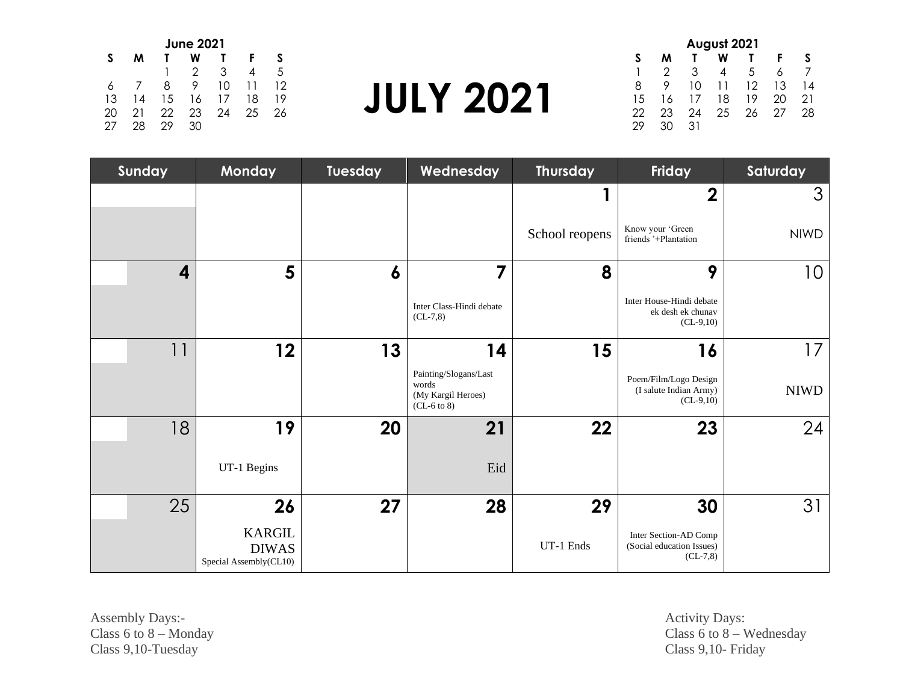**June 2021**

| S | M | T | W | T | F | S |
|---|---|---|---|---|---|---|
| | | 1 | 2 | 3 | 4 | 5 |
| 6 | 7 | 8 | 9 | 10 | 11 | 12 |
| 13 | 14 | 15 | 16 | 17 | 18 | 19 |
| 20 | 21 | 22 | 23 | 24 | 25 | 26 |
| 27 | 28 | 29 | 30 | | | |

# JULY 2021

**August 2021**

| S | M | T | W | T | F | S |
|---|---|---|---|---|---|---|
| 1 | 2 | 3 | 4 | 5 | 6 | 7 |
| 8 | 9 | 10 | 11 | 12 | 13 | 14 |
| 15 | 16 | 17 | 18 | 19 | 20 | 21 |
| 22 | 23 | 24 | 25 | 26 | 27 | 28 |
| 29 | 30 | 31 | | | | |

| Sunday | Monday | Tuesday | Wednesday | Thursday | Friday | Saturday |
|---|---|---|---|---|---|---|
| | | | | **1** School reopens | **2** Know your 'Green friends '+Plantation | 3 NIWD |
| **4** | **5** | **6** | **7** Inter Class-Hindi debate (CL-7,8) | **8** | **9** Inter House-Hindi debate ek desh ek chunav (CL-9,10) | 10 |
| 11 | **12** | **13** | **14** Painting/Slogans/Last words (My Kargil Heroes) (CL-6 to 8) | **15** | **16** Poem/Film/Logo Design (I salute Indian Army) (CL-9,10) | 17 NIWD |
| 18 | **19** UT-1 Begins | **20** | **21** Eid | **22** | **23** | 24 |
| 25 | **26** KARGIL DIWAS Special Assembly(CL10) | **27** | **28** | **29** UT-1 Ends | **30** Inter Section-AD Comp (Social education Issues) (CL-7,8) | 31 |

Assembly Days:-
Class 6 to 8 – Monday
Class 9,10-Tuesday

Activity Days:
Class 6 to 8 – Wednesday
Class 9,10- Friday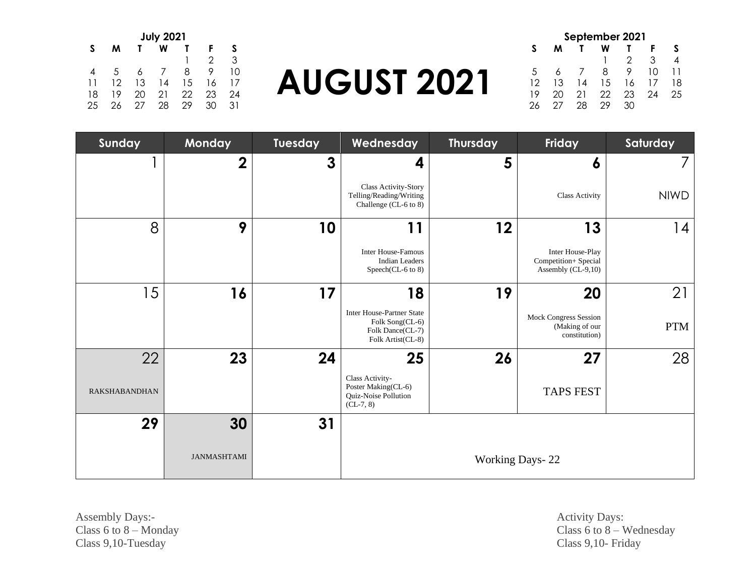# AUGUST 2021

**July 2021**

| S | M | T | W | T | F | S |
|---|---|---|---|---|---|---|
| | | | | 1 | 2 | 3 |
| 4 | 5 | 6 | 7 | 8 | 9 | 10 |
| 11 | 12 | 13 | 14 | 15 | 16 | 17 |
| 18 | 19 | 20 | 21 | 22 | 23 | 24 |
| 25 | 26 | 27 | 28 | 29 | 30 | 31 |

**September 2021**

| S | M | T | W | T | F | S |
|---|---|---|---|---|---|---|
| | | | 1 | 2 | 3 | 4 |
| 5 | 6 | 7 | 8 | 9 | 10 | 11 |
| 12 | 13 | 14 | 15 | 16 | 17 | 18 |
| 19 | 20 | 21 | 22 | 23 | 24 | 25 |
| 26 | 27 | 28 | 29 | 30 | | |

| Sunday | Monday | Tuesday | Wednesday | Thursday | Friday | Saturday |
|---|---|---|---|---|---|---|
| 1 | 2 | 3 | 4<br>Class Activity-Story Telling/Reading/Writing Challenge (CL-6 to 8) | 5 | 6<br>Class Activity | 7<br>NIWD |
| 8 | 9 | 10 | 11<br>Inter House-Famous Indian Leaders Speech(CL-6 to 8) | 12 | 13<br>Inter House-Play Competition+ Special Assembly (CL-9,10) | 14 |
| 15 | 16 | 17 | 18<br>Inter House-Partner State Folk Song(CL-6)<br>Folk Dance(CL-7)<br>Folk Artist(CL-8) | 19 | 20<br>Mock Congress Session (Making of our constitution) | 21<br>PTM |
| 22<br>RAKSHABANDHAN | 23 | 24 | 25<br>Class Activity-<br>Poster Making(CL-6)<br>Quiz-Noise Pollution (CL-7, 8) | 26 | 27<br>TAPS FEST | 28 |
| 29 | 30<br>JANMASHTAMI | 31 | Working Days- 22 | | | |

Assembly Days:-
Class 6 to 8 – Monday
Class 9,10-Tuesday

Activity Days:
Class 6 to 8 – Wednesday
Class 9,10- Friday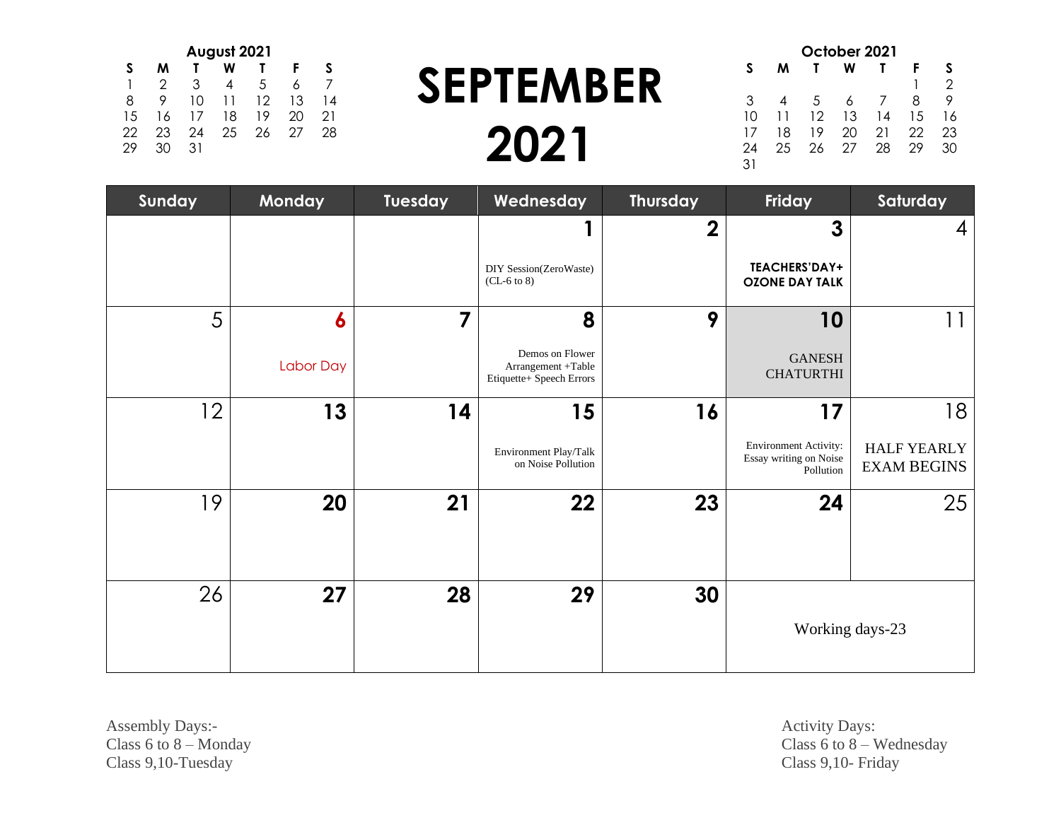# SEPTEMBER 2021

**August 2021**

| S | M | T | W | T | F | S |
|---|---|---|---|---|---|---|
| 1 | 2 | 3 | 4 | 5 | 6 | 7 |
| 8 | 9 | 10 | 11 | 12 | 13 | 14 |
| 15 | 16 | 17 | 18 | 19 | 20 | 21 |
| 22 | 23 | 24 | 25 | 26 | 27 | 28 |
| 29 | 30 | 31 | | | | |

**October 2021**

| S | M | T | W | T | F | S |
|---|---|---|---|---|---|---|
| | | | | | 1 | 2 |
| 3 | 4 | 5 | 6 | 7 | 8 | 9 |
| 10 | 11 | 12 | 13 | 14 | 15 | 16 |
| 17 | 18 | 19 | 20 | 21 | 22 | 23 |
| 24 | 25 | 26 | 27 | 28 | 29 | 30 |
| 31 | | | | | | |

| Sunday | Monday | Tuesday | Wednesday | Thursday | Friday | Saturday |
|---|---|---|---|---|---|---|
| | | | 1<br>DIY Session(ZeroWaste) (CL-6 to 8) | 2 | 3<br>**TEACHERS'DAY+ OZONE DAY TALK** | 4 |
| 5 | 6<br>Labor Day | 7 | 8<br>Demos on Flower Arrangement +Table Etiquette+ Speech Errors | 9 | 10<br>GANESH CHATURTHI | 11 |
| 12 | 13 | 14 | 15<br>Environment Play/Talk on Noise Pollution | 16 | 17<br>Environment Activity: Essay writing on Noise Pollution | 18<br>HALF YEARLY EXAM BEGINS |
| 19 | 20 | 21 | 22 | 23 | 24 | 25 |
| 26 | 27 | 28 | 29 | 30 | Working days-23 | |

Assembly Days:-
Class 6 to 8 – Monday
Class 9,10-Tuesday

Activity Days:
Class 6 to 8 – Wednesday
Class 9,10- Friday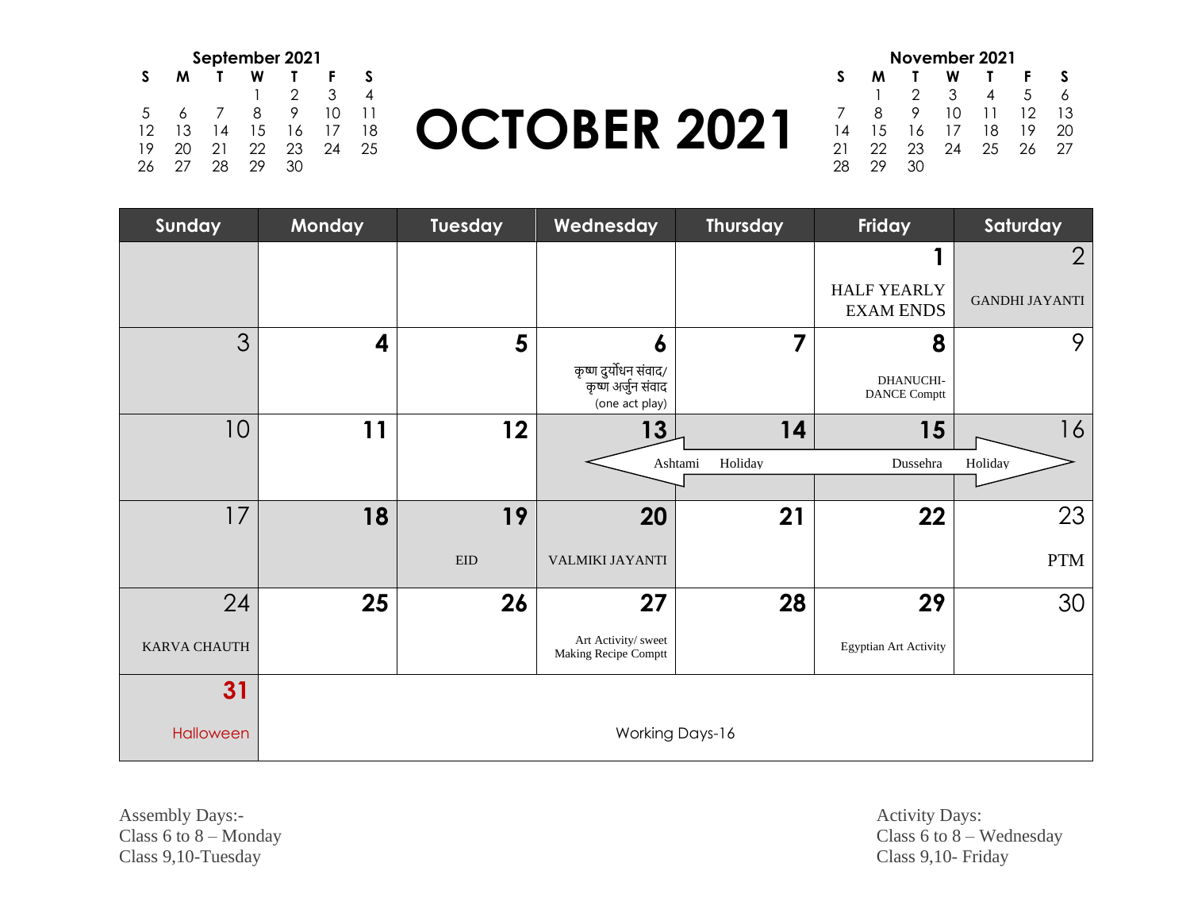# OCTOBER 2021

**September 2021**

| S | M | T | W | T | F | S |
|---|---|---|---|---|---|---|
| | | | 1 | 2 | 3 | 4 |
| 5 | 6 | 7 | 8 | 9 | 10 | 11 |
| 12 | 13 | 14 | 15 | 16 | 17 | 18 |
| 19 | 20 | 21 | 22 | 23 | 24 | 25 |
| 26 | 27 | 28 | 29 | 30 | | |

**November 2021**

| S | M | T | W | T | F | S |
|---|---|---|---|---|---|---|
| | 1 | 2 | 3 | 4 | 5 | 6 |
| 7 | 8 | 9 | 10 | 11 | 12 | 13 |
| 14 | 15 | 16 | 17 | 18 | 19 | 20 |
| 21 | 22 | 23 | 24 | 25 | 26 | 27 |
| 28 | 29 | 30 | | | | |

| Sunday | Monday | Tuesday | Wednesday | Thursday | Friday | Saturday |
|---|---|---|---|---|---|---|
| | | | | | 1 HALF YEARLY EXAM ENDS | 2 GANDHI JAYANTI |
| 3 | 4 | 5 | 6 कृष्ण दुर्योधन संवाद/ कृष्ण अर्जुन संवाद (one act play) | 7 | 8 DHANUCHI-DANCE Comptt | 9 |
| 10 | 11 | 12 | 13 Ashtami | 14 Holiday | 15 Dussehra | 16 Holiday |
| 17 | 18 | 19 EID | 20 VALMIKI JAYANTI | 21 | 22 | 23 PTM |
| 24 KARVA CHAUTH | 25 | 26 | 27 Art Activity/ sweet Making Recipe Comptt | 28 | 29 Egyptian Art Activity | 30 |
| 31 Halloween | Working Days-16 | | | | | |

Assembly Days:-
Class 6 to 8 – Monday
Class 9,10-Tuesday

Activity Days:
Class 6 to 8 – Wednesday
Class 9,10- Friday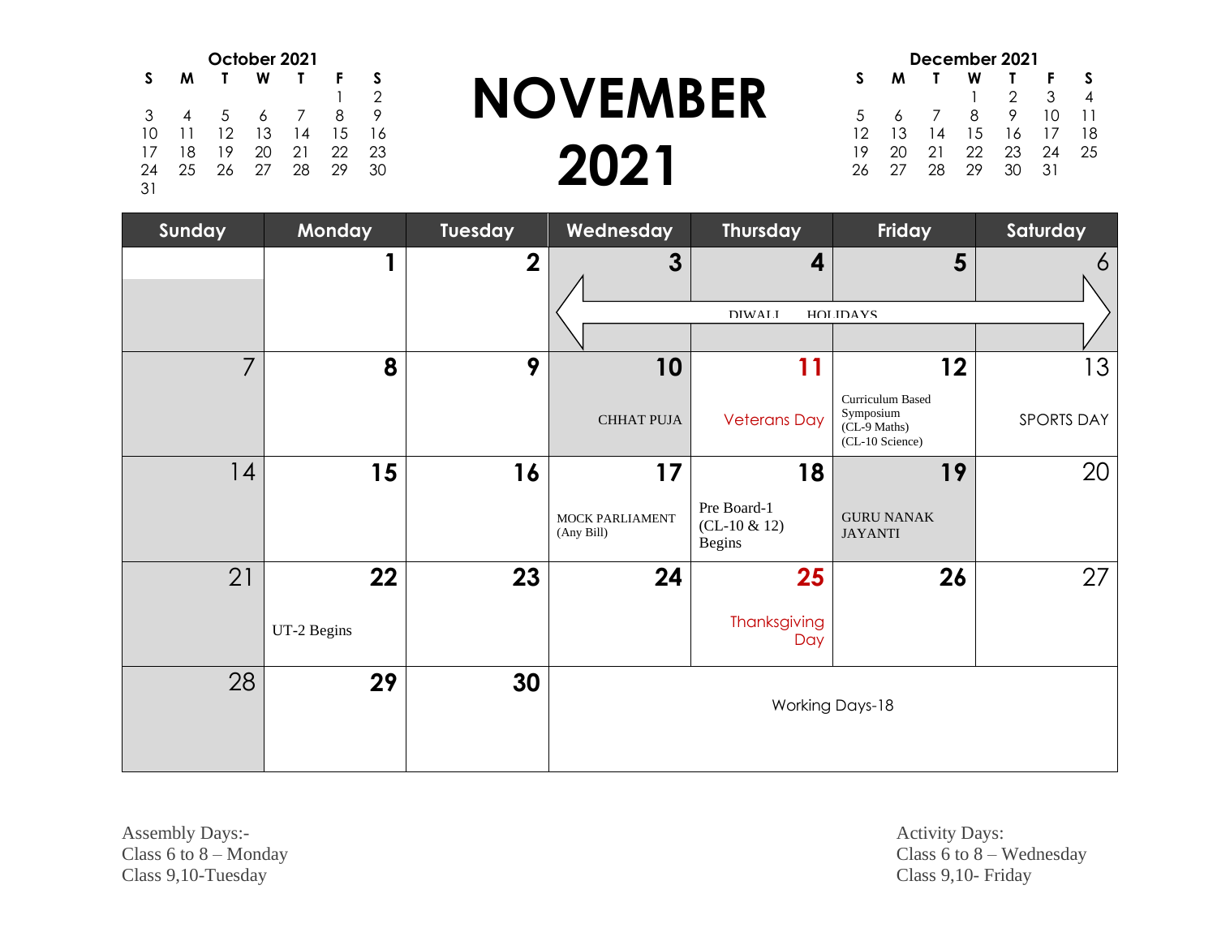# NOVEMBER 2021

**October 2021**

| S | M | T | W | T | F | S |
|---|---|---|---|---|---|---|
| | | | | | 1 | 2 |
| 3 | 4 | 5 | 6 | 7 | 8 | 9 |
| 10 | 11 | 12 | 13 | 14 | 15 | 16 |
| 17 | 18 | 19 | 20 | 21 | 22 | 23 |
| 24 | 25 | 26 | 27 | 28 | 29 | 30 |
| 31 | | | | | | |

**December 2021**

| S | M | T | W | T | F | S |
|---|---|---|---|---|---|---|
| | | | 1 | 2 | 3 | 4 |
| 5 | 6 | 7 | 8 | 9 | 10 | 11 |
| 12 | 13 | 14 | 15 | 16 | 17 | 18 |
| 19 | 20 | 21 | 22 | 23 | 24 | 25 |
| 26 | 27 | 28 | 29 | 30 | 31 | |

| Sunday | Monday | Tuesday | Wednesday | Thursday | Friday | Saturday |
|---|---|---|---|---|---|---|
| | 1 | 2 | 3 DIWALI HOLIDAYS | 4 DIWALI HOLIDAYS | 5 DIWALI HOLIDAYS | 6 DIWALI HOLIDAYS |
| 7 | 8 | 9 | 10 CHHAT PUJA | 11 Veterans Day | 12 Curriculum Based Symposium (CL-9 Maths) (CL-10 Science) | 13 SPORTS DAY |
| 14 | 15 | 16 | 17 MOCK PARLIAMENT (Any Bill) | 18 Pre Board-1 (CL-10 & 12) Begins | 19 GURU NANAK JAYANTI | 20 |
| 21 | 22 UT-2 Begins | 23 | 24 | 25 Thanksgiving Day | 26 | 27 |
| 28 | 29 | 30 | Working Days-18 | | | |

Assembly Days:-
Class 6 to 8 – Monday
Class 9,10-Tuesday

Activity Days:
Class 6 to 8 – Wednesday
Class 9,10- Friday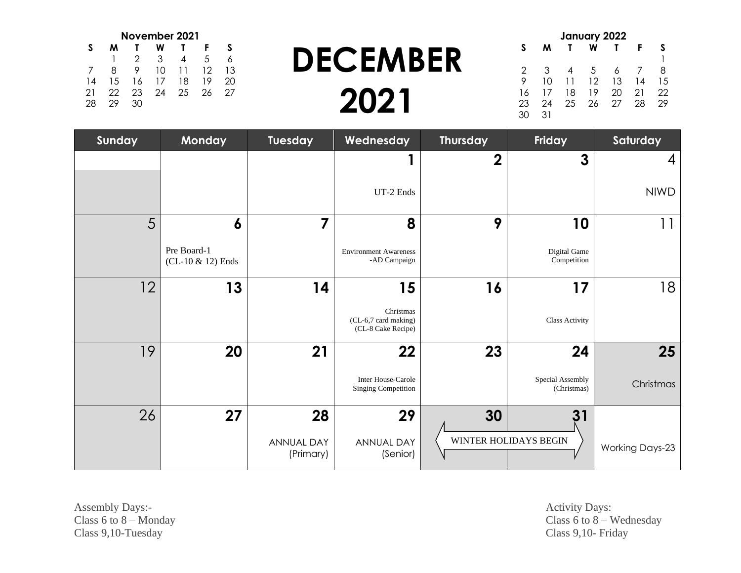**November 2021**

| S | M | T | W | T | F | S |
|---|---|---|---|---|---|---|
| | 1 | 2 | 3 | 4 | 5 | 6 |
| 7 | 8 | 9 | 10 | 11 | 12 | 13 |
| 14 | 15 | 16 | 17 | 18 | 19 | 20 |
| 21 | 22 | 23 | 24 | 25 | 26 | 27 |
| 28 | 29 | 30 | | | | |

# DECEMBER 2021

**January 2022**

| S | M | T | W | T | F | S |
|---|---|---|---|---|---|---|
| | | | | | | 1 |
| 2 | 3 | 4 | 5 | 6 | 7 | 8 |
| 9 | 10 | 11 | 12 | 13 | 14 | 15 |
| 16 | 17 | 18 | 19 | 20 | 21 | 22 |
| 23 | 24 | 25 | 26 | 27 | 28 | 29 |
| 30 | 31 | | | | | |

| Sunday | Monday | Tuesday | Wednesday | Thursday | Friday | Saturday |
|---|---|---|---|---|---|---|
| | | | 1<br>UT-2 Ends | 2 | 3 | 4<br>NIWD |
| 5 | 6<br>Pre Board-1 (CL-10 & 12) Ends | 7 | 8<br>Environment Awareness -AD Campaign | 9 | 10<br>Digital Game Competition | 11 |
| 12 | 13 | 14 | 15<br>Christmas (CL-6,7 card making) (CL-8 Cake Recipe) | 16 | 17<br>Class Activity | 18 |
| 19 | 20 | 21 | 22<br>Inter House-Carole Singing Competition | 23 | 24<br>Special Assembly (Christmas) | 25<br>Christmas |
| 26 | 27 | 28<br>ANNUAL DAY (Primary) | 29<br>ANNUAL DAY (Senior) | 30<br>WINTER HOLIDAYS BEGIN | 31 | Working Days-23 |

Assembly Days:-
Class 6 to 8 – Monday
Class 9,10-Tuesday

Activity Days:
Class 6 to 8 – Wednesday
Class 9,10- Friday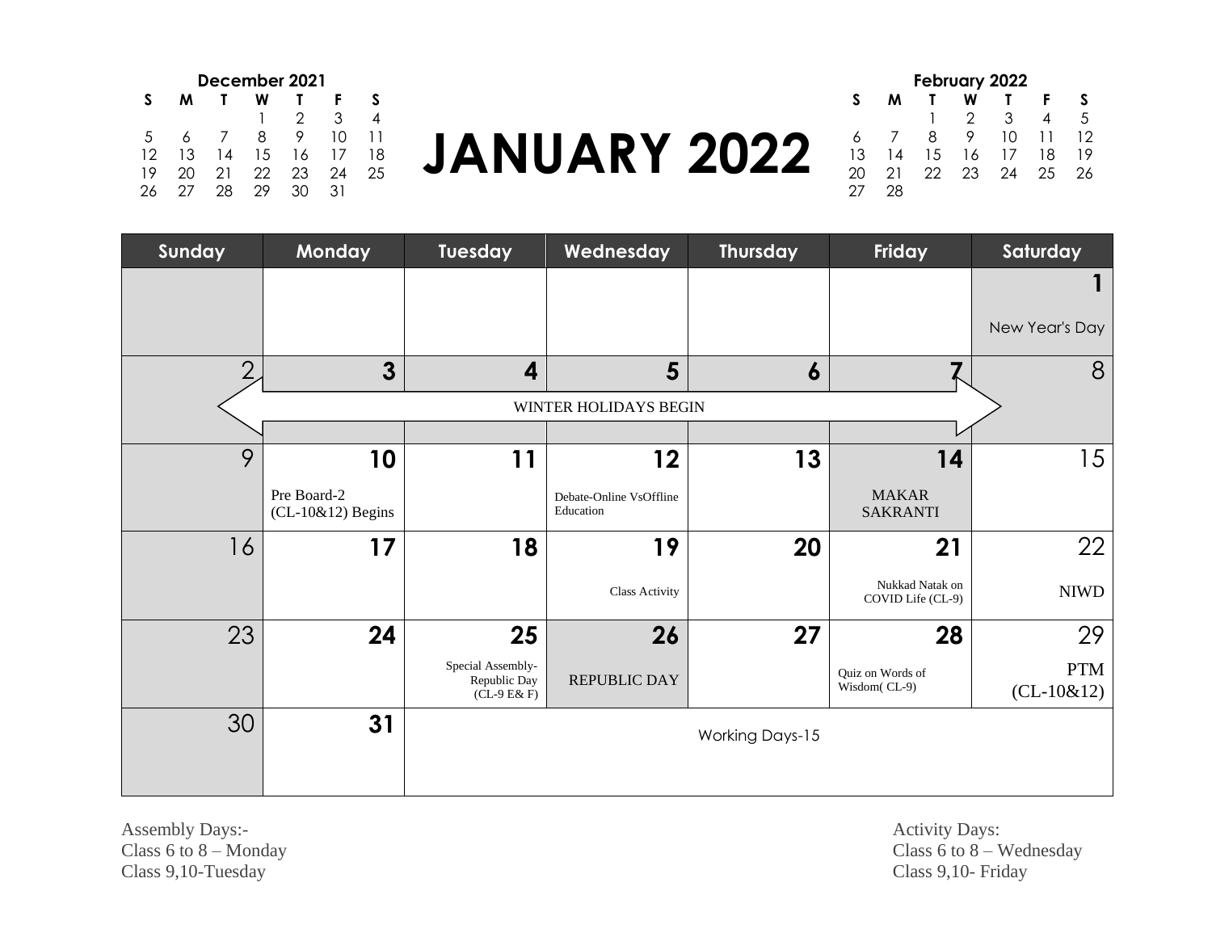# JANUARY 2022

**December 2021**

| S | M | T | W | T | F | S |
|---|---|---|---|---|---|---|
| | | | 1 | 2 | 3 | 4 |
| 5 | 6 | 7 | 8 | 9 | 10 | 11 |
| 12 | 13 | 14 | 15 | 16 | 17 | 18 |
| 19 | 20 | 21 | 22 | 23 | 24 | 25 |
| 26 | 27 | 28 | 29 | 30 | 31 | |

**February 2022**

| S | M | T | W | T | F | S |
|---|---|---|---|---|---|---|
| | | 1 | 2 | 3 | 4 | 5 |
| 6 | 7 | 8 | 9 | 10 | 11 | 12 |
| 13 | 14 | 15 | 16 | 17 | 18 | 19 |
| 20 | 21 | 22 | 23 | 24 | 25 | 26 |
| 27 | 28 | | | | | |

| Sunday | Monday | Tuesday | Wednesday | Thursday | Friday | Saturday |
|---|---|---|---|---|---|---|
| | | | | | | **1** New Year's Day |
| 2 WINTER HOLIDAYS BEGIN | **3** | **4** | **5** | **6** | **7** | 8 |
| 9 | **10** Pre Board-2 (CL-10&12) Begins | **11** | **12** Debate-Online VsOffline Education | **13** | **14** MAKAR SAKRANTI | 15 |
| 16 | **17** | **18** | **19** Class Activity | **20** | **21** Nukkad Natak on COVID Life (CL-9) | 22 NIWD |
| 23 | **24** | **25** Special Assembly-Republic Day (CL-9 E& F) | **26** REPUBLIC DAY | **27** | **28** Quiz on Words of Wisdom( CL-9) | 29 PTM (CL-10&12) |
| 30 | **31** | Working Days-15 | | | | |

Assembly Days:-
Class 6 to 8 – Monday
Class 9,10-Tuesday

Activity Days:
Class 6 to 8 – Wednesday
Class 9,10- Friday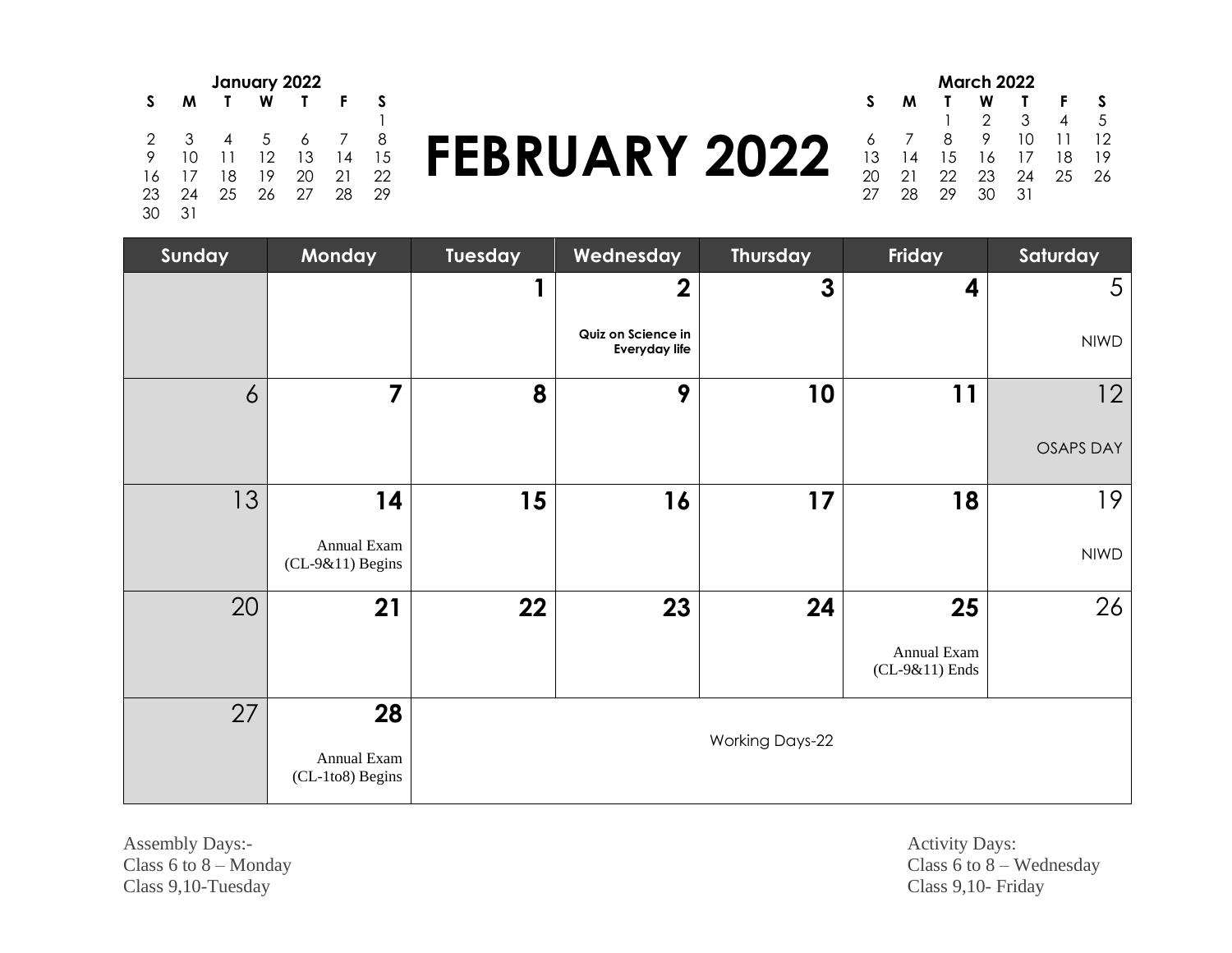**January 2022**

| S | M | T | W | T | F | S |
|---|---|---|---|---|---|---|
| | | | | | | 1 |
| 2 | 3 | 4 | 5 | 6 | 7 | 8 |
| 9 | 10 | 11 | 12 | 13 | 14 | 15 |
| 16 | 17 | 18 | 19 | 20 | 21 | 22 |
| 23 | 24 | 25 | 26 | 27 | 28 | 29 |
| 30 | 31 | | | | | |

# FEBRUARY 2022

**March 2022**

| S | M | T | W | T | F | S |
|---|---|---|---|---|---|---|
| | | 1 | 2 | 3 | 4 | 5 |
| 6 | 7 | 8 | 9 | 10 | 11 | 12 |
| 13 | 14 | 15 | 16 | 17 | 18 | 19 |
| 20 | 21 | 22 | 23 | 24 | 25 | 26 |
| 27 | 28 | 29 | 30 | 31 | | |

| Sunday | Monday | Tuesday | Wednesday | Thursday | Friday | Saturday |
|---|---|---|---|---|---|---|
| | | 1 | 2 Quiz on Science in Everyday life | 3 | 4 | 5 NIWD |
| 6 | 7 | 8 | 9 | 10 | 11 | 12 OSAPS DAY |
| 13 | 14 Annual Exam (CL-9&11) Begins | 15 | 16 | 17 | 18 | 19 NIWD |
| 20 | 21 | 22 | 23 | 24 | 25 Annual Exam (CL-9&11) Ends | 26 |
| 27 | 28 Annual Exam (CL-1to8) Begins | Working Days-22 | | | | |

Assembly Days:-
Class 6 to 8 – Monday
Class 9,10-Tuesday

Activity Days:
Class 6 to 8 – Wednesday
Class 9,10- Friday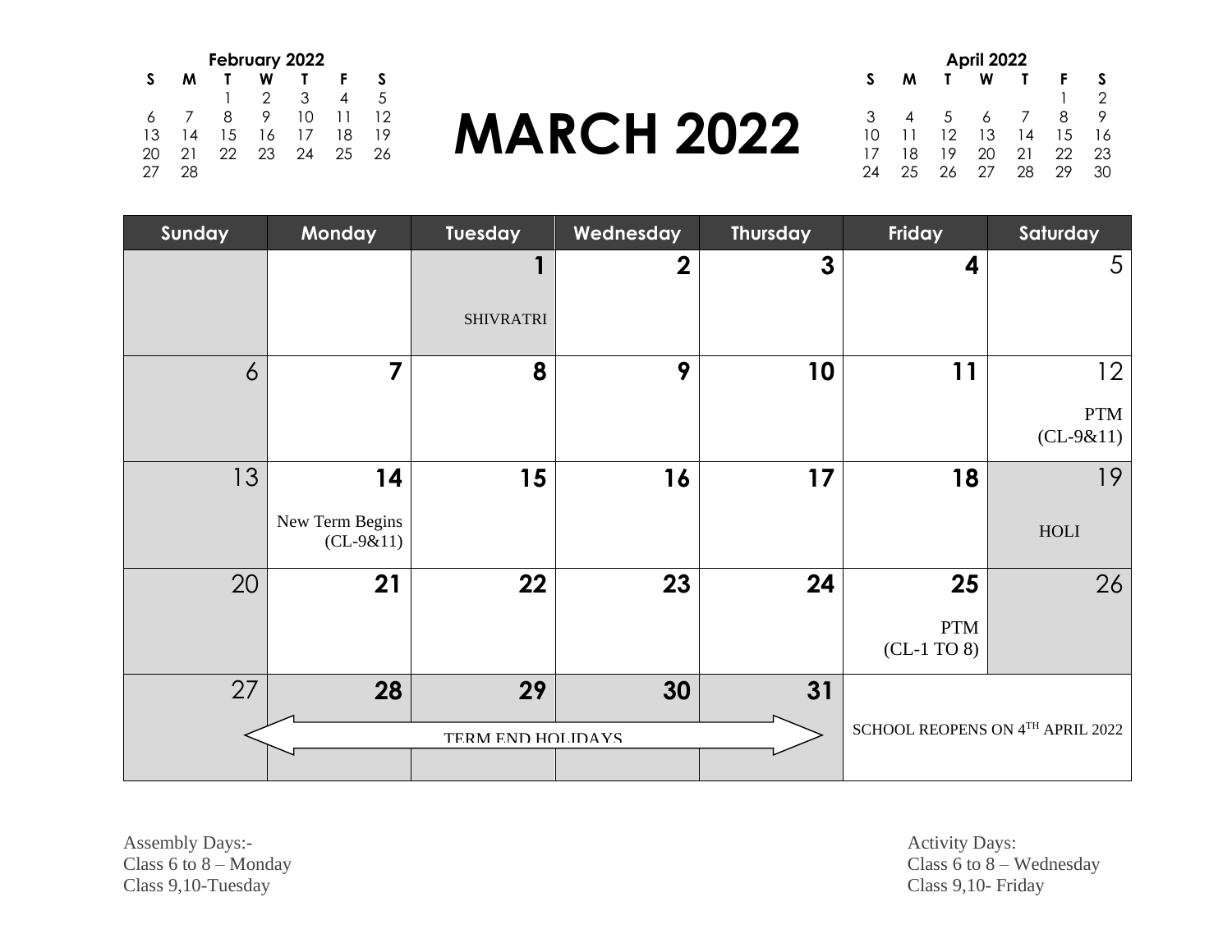**February 2022**

| S | M | T | W | T | F | S |
|---|---|---|---|---|---|---|
| | | 1 | 2 | 3 | 4 | 5 |
| 6 | 7 | 8 | 9 | 10 | 11 | 12 |
| 13 | 14 | 15 | 16 | 17 | 18 | 19 |
| 20 | 21 | 22 | 23 | 24 | 25 | 26 |
| 27 | 28 | | | | | |

# MARCH 2022

**April 2022**

| S | M | T | W | T | F | S |
|---|---|---|---|---|---|---|
| | | | | | 1 | 2 |
| 3 | 4 | 5 | 6 | 7 | 8 | 9 |
| 10 | 11 | 12 | 13 | 14 | 15 | 16 |
| 17 | 18 | 19 | 20 | 21 | 22 | 23 |
| 24 | 25 | 26 | 27 | 28 | 29 | 30 |

| Sunday | Monday | Tuesday | Wednesday | Thursday | Friday | Saturday |
|---|---|---|---|---|---|---|
| | | 1 SHIVRATRI | 2 | 3 | 4 | 5 |
| 6 | 7 | 8 | 9 | 10 | 11 | 12 PTM (CL-9&11) |
| 13 | 14 New Term Begins (CL-9&11) | 15 | 16 | 17 | 18 | 19 HOLI |
| 20 | 21 | 22 | 23 | 24 | 25 PTM (CL-1 TO 8) | 26 |
| 27 | 28 TERM END HOLIDAYS | 29 TERM END HOLIDAYS | 30 TERM END HOLIDAYS | 31 TERM END HOLIDAYS | SCHOOL REOPENS ON 4TH APRIL 2022 | |

Assembly Days:-
Class 6 to 8 – Monday
Class 9,10-Tuesday

Activity Days:
Class 6 to 8 – Wednesday
Class 9,10- Friday